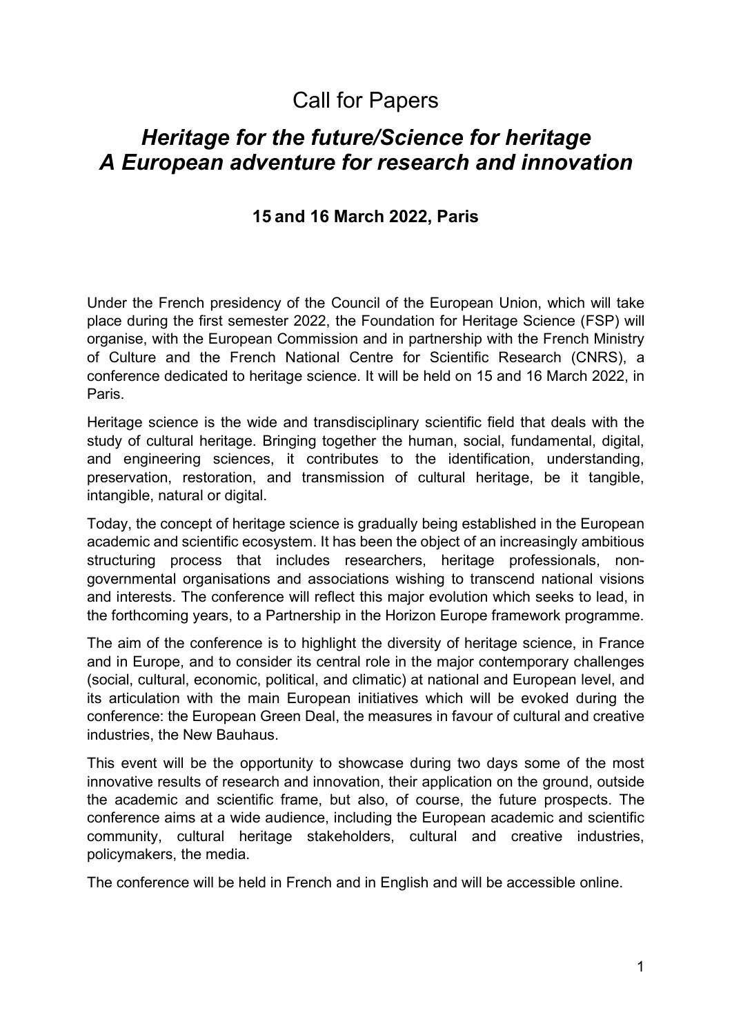# Call for Papers

## *Heritage for the future/Science for heritage*
## *A European adventure for research and innovation*

### 15 and 16 March 2022, Paris

Under the French presidency of the Council of the European Union, which will take place during the first semester 2022, the Foundation for Heritage Science (FSP) will organise, with the European Commission and in partnership with the French Ministry of Culture and the French National Centre for Scientific Research (CNRS), a conference dedicated to heritage science. It will be held on 15 and 16 March 2022, in Paris.

Heritage science is the wide and transdisciplinary scientific field that deals with the study of cultural heritage. Bringing together the human, social, fundamental, digital, and engineering sciences, it contributes to the identification, understanding, preservation, restoration, and transmission of cultural heritage, be it tangible, intangible, natural or digital.

Today, the concept of heritage science is gradually being established in the European academic and scientific ecosystem. It has been the object of an increasingly ambitious structuring process that includes researchers, heritage professionals, non-governmental organisations and associations wishing to transcend national visions and interests. The conference will reflect this major evolution which seeks to lead, in the forthcoming years, to a Partnership in the Horizon Europe framework programme.

The aim of the conference is to highlight the diversity of heritage science, in France and in Europe, and to consider its central role in the major contemporary challenges (social, cultural, economic, political, and climatic) at national and European level, and its articulation with the main European initiatives which will be evoked during the conference: the European Green Deal, the measures in favour of cultural and creative industries, the New Bauhaus.

This event will be the opportunity to showcase during two days some of the most innovative results of research and innovation, their application on the ground, outside the academic and scientific frame, but also, of course, the future prospects. The conference aims at a wide audience, including the European academic and scientific community, cultural heritage stakeholders, cultural and creative industries, policymakers, the media.

The conference will be held in French and in English and will be accessible online.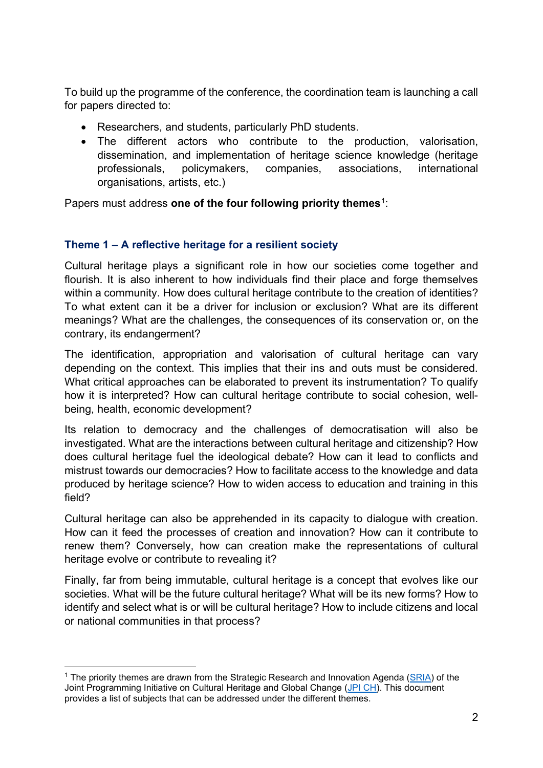To build up the programme of the conference, the coordination team is launching a call for papers directed to:

- Researchers, and students, particularly PhD students.
- The different actors who contribute to the production, valorisation, dissemination, and implementation of heritage science knowledge (heritage professionals, policymakers, companies, associations, international organisations, artists, etc.)

Papers must address **one of the four following priority themes**[1]:

### Theme 1 – A reflective heritage for a resilient society

Cultural heritage plays a significant role in how our societies come together and flourish. It is also inherent to how individuals find their place and forge themselves within a community. How does cultural heritage contribute to the creation of identities? To what extent can it be a driver for inclusion or exclusion? What are its different meanings? What are the challenges, the consequences of its conservation or, on the contrary, its endangerment?

The identification, appropriation and valorisation of cultural heritage can vary depending on the context. This implies that their ins and outs must be considered. What critical approaches can be elaborated to prevent its instrumentation? To qualify how it is interpreted? How can cultural heritage contribute to social cohesion, well-being, health, economic development?

Its relation to democracy and the challenges of democratisation will also be investigated. What are the interactions between cultural heritage and citizenship? How does cultural heritage fuel the ideological debate? How can it lead to conflicts and mistrust towards our democracies? How to facilitate access to the knowledge and data produced by heritage science? How to widen access to education and training in this field?

Cultural heritage can also be apprehended in its capacity to dialogue with creation. How can it feed the processes of creation and innovation? How can it contribute to renew them? Conversely, how can creation make the representations of cultural heritage evolve or contribute to revealing it?

Finally, far from being immutable, cultural heritage is a concept that evolves like our societies. What will be the future cultural heritage? What will be its new forms? How to identify and select what is or will be cultural heritage? How to include citizens and local or national communities in that process?

---

[1] The priority themes are drawn from the Strategic Research and Innovation Agenda (SRIA) of the Joint Programming Initiative on Cultural Heritage and Global Change (JPI CH). This document provides a list of subjects that can be addressed under the different themes.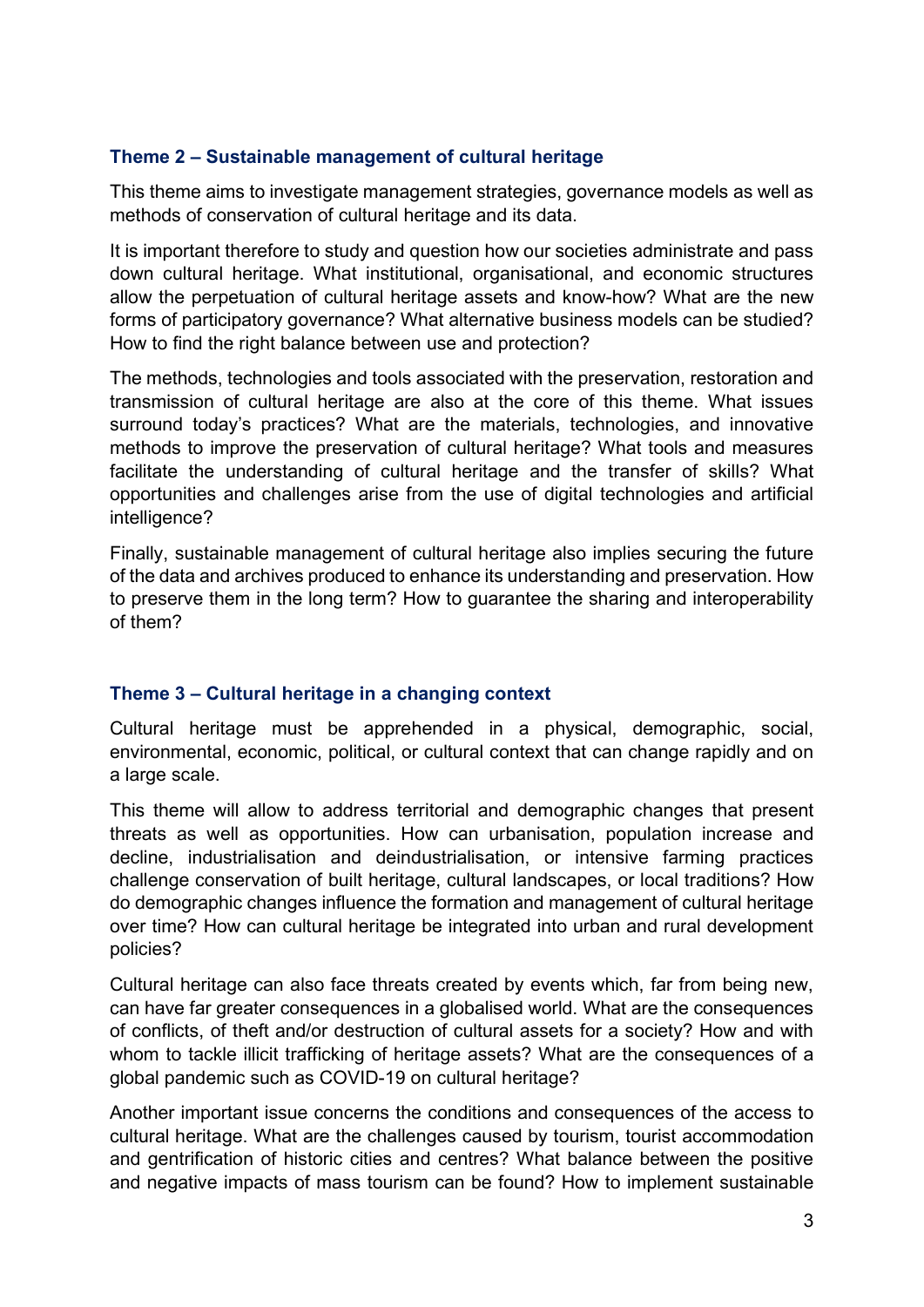### Theme 2 – Sustainable management of cultural heritage

This theme aims to investigate management strategies, governance models as well as methods of conservation of cultural heritage and its data.

It is important therefore to study and question how our societies administrate and pass down cultural heritage. What institutional, organisational, and economic structures allow the perpetuation of cultural heritage assets and know-how? What are the new forms of participatory governance? What alternative business models can be studied? How to find the right balance between use and protection?

The methods, technologies and tools associated with the preservation, restoration and transmission of cultural heritage are also at the core of this theme. What issues surround today's practices? What are the materials, technologies, and innovative methods to improve the preservation of cultural heritage? What tools and measures facilitate the understanding of cultural heritage and the transfer of skills? What opportunities and challenges arise from the use of digital technologies and artificial intelligence?

Finally, sustainable management of cultural heritage also implies securing the future of the data and archives produced to enhance its understanding and preservation. How to preserve them in the long term? How to guarantee the sharing and interoperability of them?

### Theme 3 – Cultural heritage in a changing context

Cultural heritage must be apprehended in a physical, demographic, social, environmental, economic, political, or cultural context that can change rapidly and on a large scale.

This theme will allow to address territorial and demographic changes that present threats as well as opportunities. How can urbanisation, population increase and decline, industrialisation and deindustrialisation, or intensive farming practices challenge conservation of built heritage, cultural landscapes, or local traditions? How do demographic changes influence the formation and management of cultural heritage over time? How can cultural heritage be integrated into urban and rural development policies?

Cultural heritage can also face threats created by events which, far from being new, can have far greater consequences in a globalised world. What are the consequences of conflicts, of theft and/or destruction of cultural assets for a society? How and with whom to tackle illicit trafficking of heritage assets? What are the consequences of a global pandemic such as COVID-19 on cultural heritage?

Another important issue concerns the conditions and consequences of the access to cultural heritage. What are the challenges caused by tourism, tourist accommodation and gentrification of historic cities and centres? What balance between the positive and negative impacts of mass tourism can be found? How to implement sustainable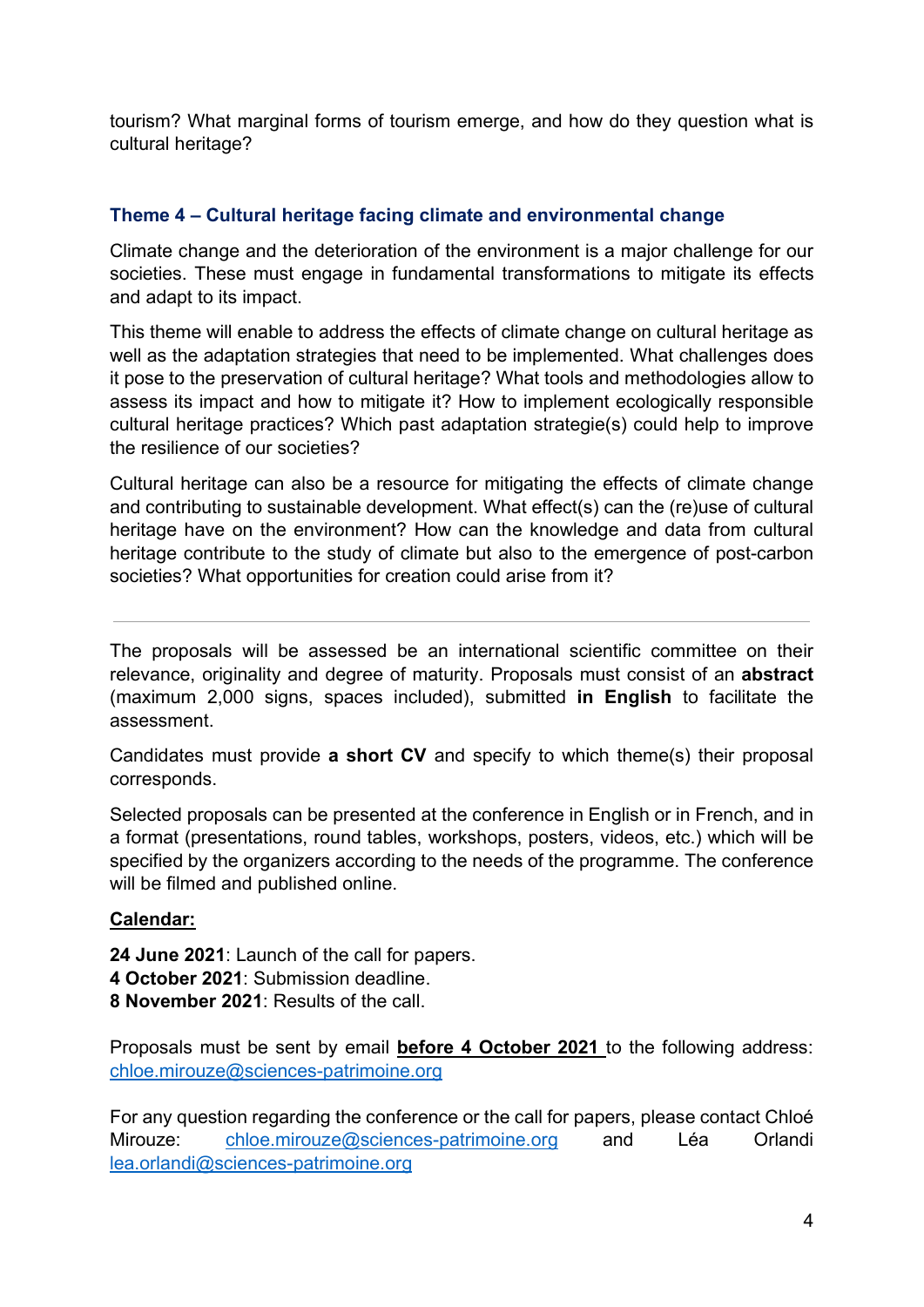tourism? What marginal forms of tourism emerge, and how do they question what is cultural heritage?

### Theme 4 – Cultural heritage facing climate and environmental change

Climate change and the deterioration of the environment is a major challenge for our societies. These must engage in fundamental transformations to mitigate its effects and adapt to its impact.

This theme will enable to address the effects of climate change on cultural heritage as well as the adaptation strategies that need to be implemented. What challenges does it pose to the preservation of cultural heritage? What tools and methodologies allow to assess its impact and how to mitigate it? How to implement ecologically responsible cultural heritage practices? Which past adaptation strategie(s) could help to improve the resilience of our societies?

Cultural heritage can also be a resource for mitigating the effects of climate change and contributing to sustainable development. What effect(s) can the (re)use of cultural heritage have on the environment? How can the knowledge and data from cultural heritage contribute to the study of climate but also to the emergence of post-carbon societies? What opportunities for creation could arise from it?

---

The proposals will be assessed be an international scientific committee on their relevance, originality and degree of maturity. Proposals must consist of an **abstract** (maximum 2,000 signs, spaces included), submitted **in English** to facilitate the assessment.

Candidates must provide **a short CV** and specify to which theme(s) their proposal corresponds.

Selected proposals can be presented at the conference in English or in French, and in a format (presentations, round tables, workshops, posters, videos, etc.) which will be specified by the organizers according to the needs of the programme. The conference will be filmed and published online.

**Calendar:**

**24 June 2021**: Launch of the call for papers.
**4 October 2021**: Submission deadline.
**8 November 2021**: Results of the call.

Proposals must be sent by email **before 4 October 2021** to the following address: chloe.mirouze@sciences-patrimoine.org

For any question regarding the conference or the call for papers, please contact Chloé Mirouze: chloe.mirouze@sciences-patrimoine.org and Léa Orlandi lea.orlandi@sciences-patrimoine.org